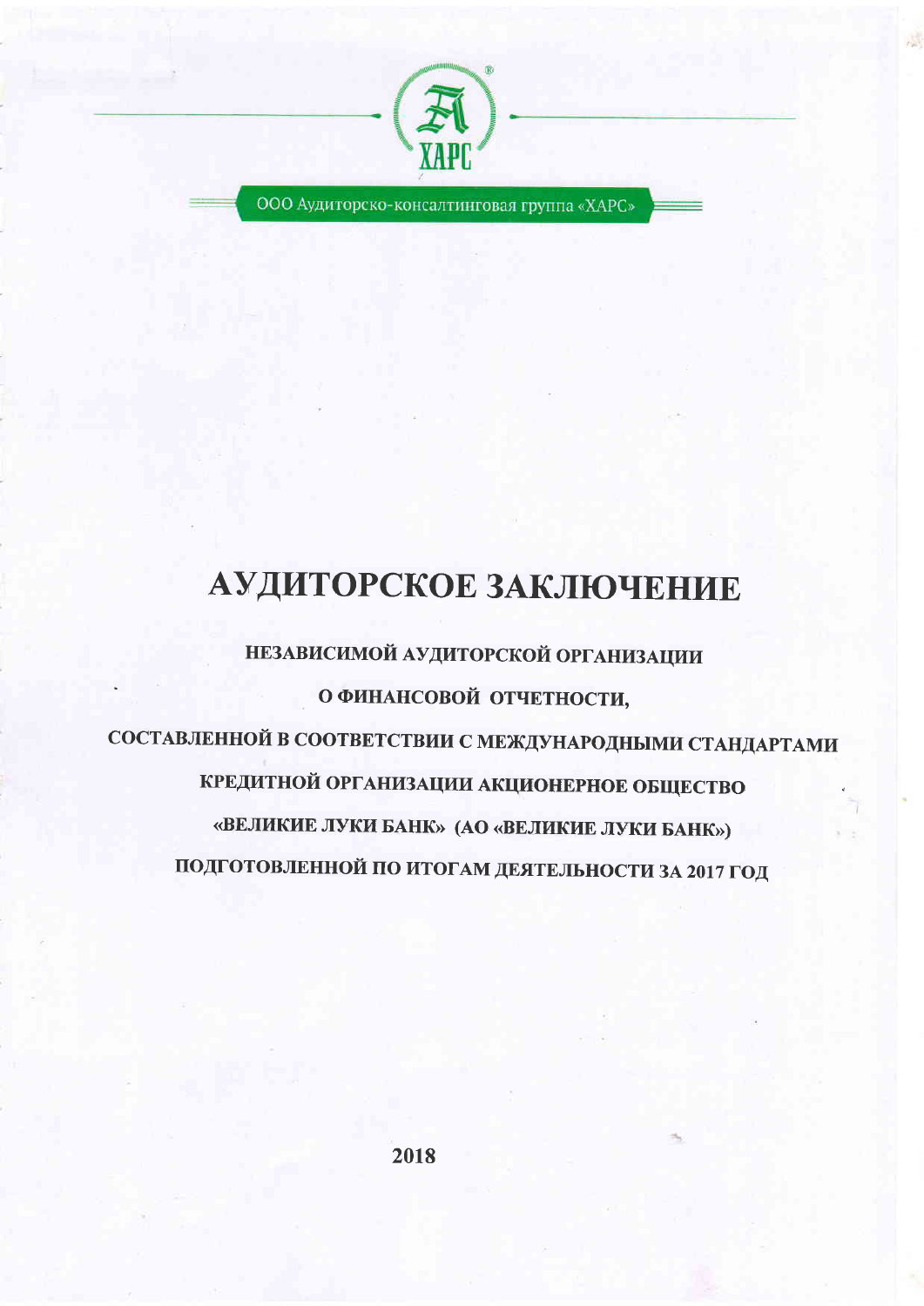ХАРС

ООО Аудиторско-консалтинговая группа «ХАРС»

# АУДИТОРСКОЕ ЗАКЛЮЧЕНИЕ

**НЕЗАВИСИМОЙ АУДИТОРСКОЙ ОРГАНИЗАЦИИ**

**О ФИНАНСОВОЙ ОТЧЕТНОСТИ,**

**СОСТАВЛЕННОЙ В СООТВЕТСТВИИ С МЕЖДУНАРОДНЫМИ СТАНДАРТАМИ**

**КРЕДИТНОЙ ОРГАНИЗАЦИИ АКЦИОНЕРНОЕ ОБЩЕСТВО**

**«ВЕЛИКИЕ ЛУКИ БАНК» (АО «ВЕЛИКИЕ ЛУКИ БАНК»)**

**ПОДГОТОВЛЕННОЙ ПО ИТОГАМ ДЕЯТЕЛЬНОСТИ ЗА 2017 ГОД**

**2018**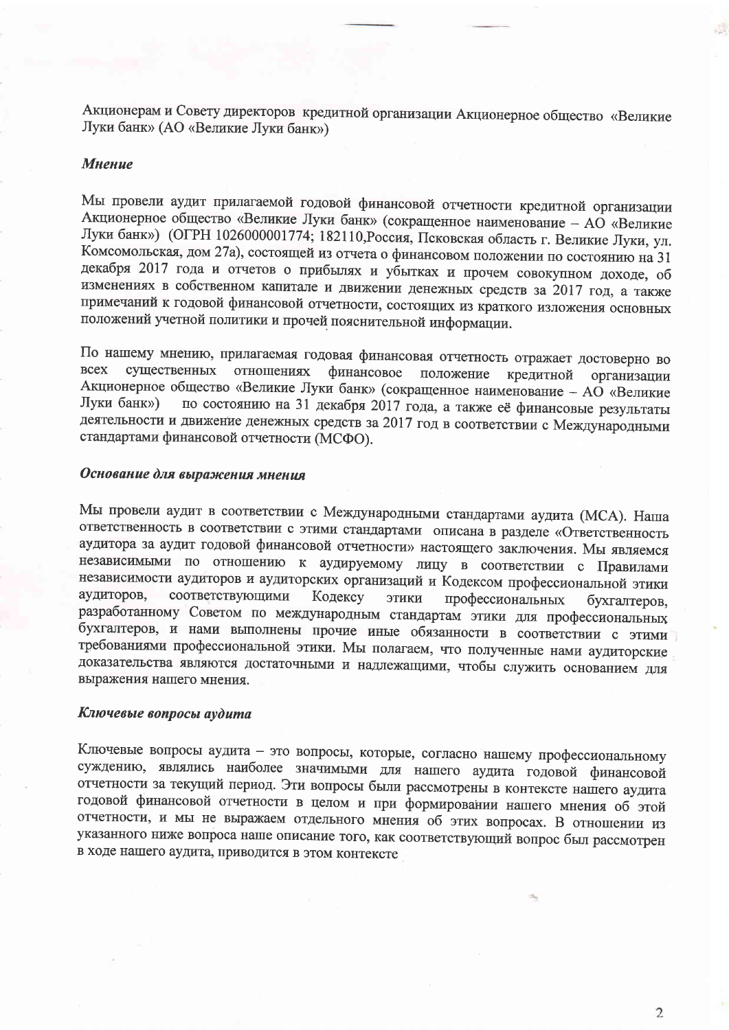Акционерам и Совету директоров кредитной организации Акционерное общество «Великие Луки банк» (АО «Великие Луки банк»)

***Мнение***

Мы провели аудит прилагаемой годовой финансовой отчетности кредитной организации Акционерное общество «Великие Луки банк» (сокращенное наименование – АО «Великие Луки банк») (ОГРН 1026000001774; 182110,Россия, Псковская область г. Великие Луки, ул. Комсомольская, дом 27а), состоящей из отчета о финансовом положении по состоянию на 31 декабря 2017 года и отчетов о прибылях и убытках и прочем совокупном доходе, об изменениях в собственном капитале и движении денежных средств за 2017 год, а также примечаний к годовой финансовой отчетности, состоящих из краткого изложения основных положений учетной политики и прочей пояснительной информации.

По нашему мнению, прилагаемая годовая финансовая отчетность отражает достоверно во всех существенных отношениях финансовое положение кредитной организации Акционерное общество «Великие Луки банк» (сокращенное наименование – АО «Великие Луки банк») по состоянию на 31 декабря 2017 года, а также её финансовые результаты деятельности и движение денежных средств за 2017 год в соответствии с Международными стандартами финансовой отчетности (МСФО).

***Основание для выражения мнения***

Мы провели аудит в соответствии с Международными стандартами аудита (МСА). Наша ответственность в соответствии с этими стандартами описана в разделе «Ответственность аудитора за аудит годовой финансовой отчетности» настоящего заключения. Мы являемся независимыми по отношению к аудируемому лицу в соответствии с Правилами независимости аудиторов и аудиторских организаций и Кодексом профессиональной этики аудиторов, соответствующими Кодексу этики профессиональных бухгалтеров, разработанному Советом по международным стандартам этики для профессиональных бухгалтеров, и нами выполнены прочие иные обязанности в соответствии с этими требованиями профессиональной этики. Мы полагаем, что полученные нами аудиторские доказательства являются достаточными и надлежащими, чтобы служить основанием для выражения нашего мнения.

***Ключевые вопросы аудита***

Ключевые вопросы аудита – это вопросы, которые, согласно нашему профессиональному суждению, являлись наиболее значимыми для нашего аудита годовой финансовой отчетности за текущий период. Эти вопросы были рассмотрены в контексте нашего аудита годовой финансовой отчетности в целом и при формировании нашего мнения об этой отчетности, и мы не выражаем отдельного мнения об этих вопросах. В отношении из указанного ниже вопроса наше описание того, как соответствующий вопрос был рассмотрен в ходе нашего аудита, приводится в этом контексте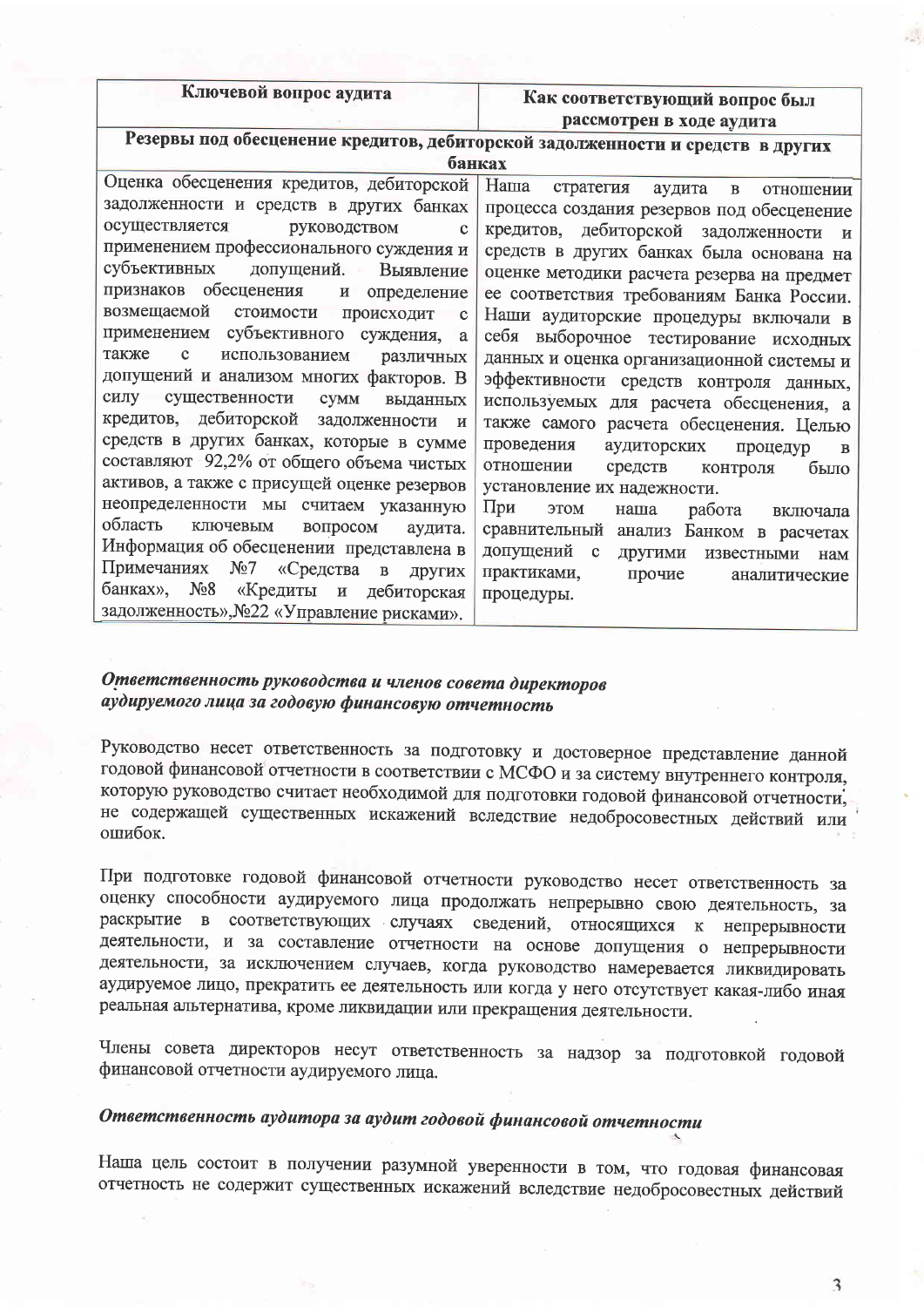| Ключевой вопрос аудита | Как соответствующий вопрос был рассмотрен в ходе аудита |
|---|---|
| **Резервы под обесценение кредитов, дебиторской задолженности и средств в других банках** | |
| Оценка обесценения кредитов, дебиторской задолженности и средств в других банках осуществляется руководством с применением профессионального суждения и субъективных допущений. Выявление признаков обесценения и определение возмещаемой стоимости происходит с применением субъективного суждения, а также с использованием различных допущений и анализом многих факторов. В силу существенности сумм выданных кредитов, дебиторской задолженности и средств в других банках, которые в сумме составляют 92,2% от общего объема чистых активов, а также с присущей оценке резервов неопределенности мы считаем указанную область ключевым вопросом аудита. Информация об обесценении представлена в Примечаниях №7 «Средства в других банках», №8 «Кредиты и дебиторская задолженность»,№22 «Управление рисками». | Наша стратегия аудита в отношении процесса создания резервов под обесценение кредитов, дебиторской задолженности и средств в других банках была основана на оценке методики расчета резерва на предмет ее соответствия требованиям Банка России. Наши аудиторские процедуры включали в себя выборочное тестирование исходных данных и оценка организационной системы и эффективности средств контроля данных, используемых для расчета обесценения, а также самого расчета обесценения. Целью проведения аудиторских процедур в отношении средств контроля было установление их надежности. При этом наша работа включала сравнительный анализ Банком в расчетах допущений с другими известными нам практиками, прочие аналитические процедуры. |

### ***Ответственность руководства и членов совета директоров аудируемого лица за годовую финансовую отчетность***

Руководство несет ответственность за подготовку и достоверное представление данной годовой финансовой отчетности в соответствии с МСФО и за систему внутреннего контроля, которую руководство считает необходимой для подготовки годовой финансовой отчетности, не содержащей существенных искажений вследствие недобросовестных действий или ошибок.

При подготовке годовой финансовой отчетности руководство несет ответственность за оценку способности аудируемого лица продолжать непрерывно свою деятельность, за раскрытие в соответствующих случаях сведений, относящихся к непрерывности деятельности, и за составление отчетности на основе допущения о непрерывности деятельности, за исключением случаев, когда руководство намеревается ликвидировать аудируемое лицо, прекратить ее деятельность или когда у него отсутствует какая-либо иная реальная альтернатива, кроме ликвидации или прекращения деятельности.

Члены совета директоров несут ответственность за надзор за подготовкой годовой финансовой отчетности аудируемого лица.

### ***Ответственность аудитора за аудит годовой финансовой отчетности***

Наша цель состоит в получении разумной уверенности в том, что годовая финансовая отчетность не содержит существенных искажений вследствие недобросовестных действий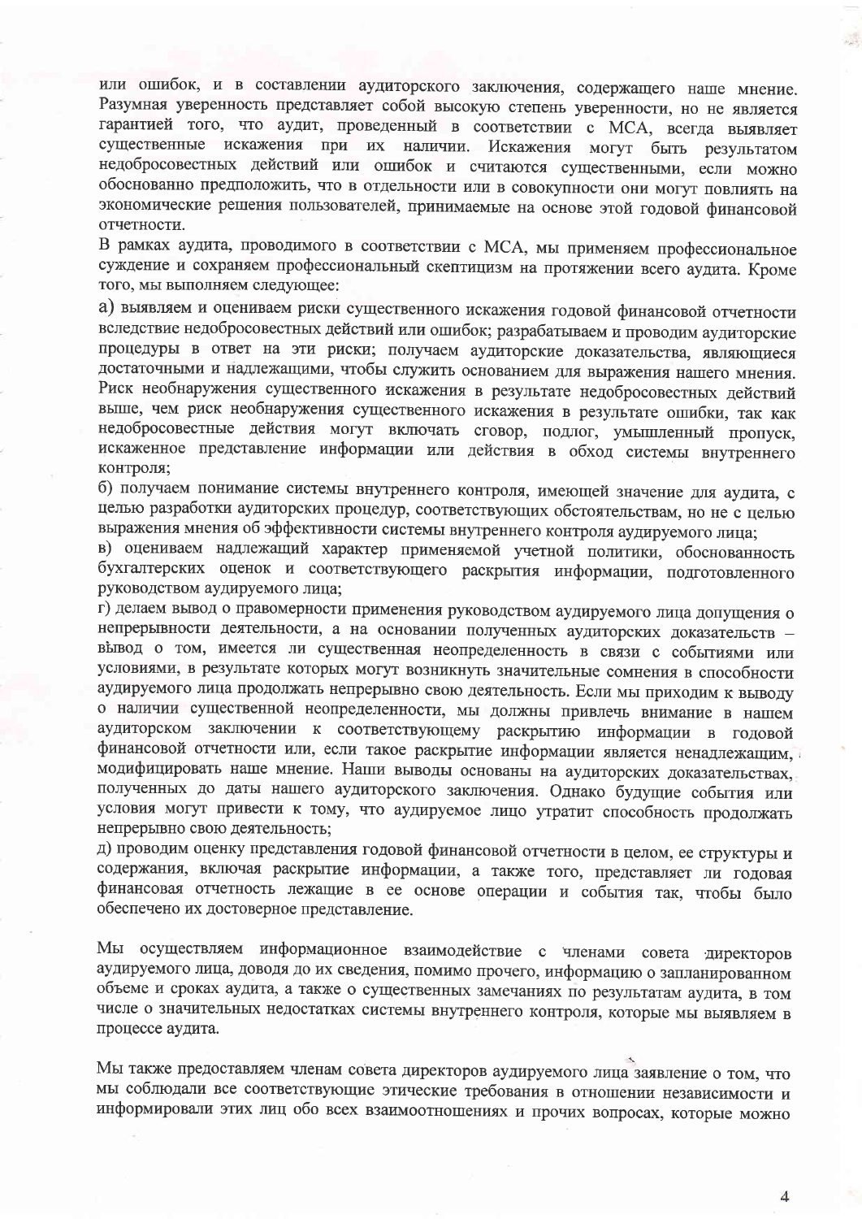или ошибок, и в составлении аудиторского заключения, содержащего наше мнение. Разумная уверенность представляет собой высокую степень уверенности, но не является гарантией того, что аудит, проведенный в соответствии с МСА, всегда выявляет существенные искажения при их наличии. Искажения могут быть результатом недобросовестных действий или ошибок и считаются существенными, если можно обоснованно предположить, что в отдельности или в совокупности они могут повлиять на экономические решения пользователей, принимаемые на основе этой годовой финансовой отчетности.

В рамках аудита, проводимого в соответствии с МСА, мы применяем профессиональное суждение и сохраняем профессиональный скептицизм на протяжении всего аудита. Кроме того, мы выполняем следующее:

а) выявляем и оцениваем риски существенного искажения годовой финансовой отчетности вследствие недобросовестных действий или ошибок; разрабатываем и проводим аудиторские процедуры в ответ на эти риски; получаем аудиторские доказательства, являющиеся достаточными и надлежащими, чтобы служить основанием для выражения нашего мнения. Риск необнаружения существенного искажения в результате недобросовестных действий выше, чем риск необнаружения существенного искажения в результате ошибки, так как недобросовестные действия могут включать сговор, подлог, умышленный пропуск, искаженное представление информации или действия в обход системы внутреннего контроля;

б) получаем понимание системы внутреннего контроля, имеющей значение для аудита, с целью разработки аудиторских процедур, соответствующих обстоятельствам, но не с целью выражения мнения об эффективности системы внутреннего контроля аудируемого лица;

в) оцениваем надлежащий характер применяемой учетной политики, обоснованность бухгалтерских оценок и соответствующего раскрытия информации, подготовленного руководством аудируемого лица;

г) делаем вывод о правомерности применения руководством аудируемого лица допущения о непрерывности деятельности, а на основании полученных аудиторских доказательств – вывод о том, имеется ли существенная неопределенность в связи с событиями или условиями, в результате которых могут возникнуть значительные сомнения в способности аудируемого лица продолжать непрерывно свою деятельность. Если мы приходим к выводу о наличии существенной неопределенности, мы должны привлечь внимание в нашем аудиторском заключении к соответствующему раскрытию информации в годовой финансовой отчетности или, если такое раскрытие информации является ненадлежащим, модифицировать наше мнение. Наши выводы основаны на аудиторских доказательствах, полученных до даты нашего аудиторского заключения. Однако будущие события или условия могут привести к тому, что аудируемое лицо утратит способность продолжать непрерывно свою деятельность;

д) проводим оценку представления годовой финансовой отчетности в целом, ее структуры и содержания, включая раскрытие информации, а также того, представляет ли годовая финансовая отчетность лежащие в ее основе операции и события так, чтобы было обеспечено их достоверное представление.

Мы осуществляем информационное взаимодействие с членами совета директоров аудируемого лица, доводя до их сведения, помимо прочего, информацию о запланированном объеме и сроках аудита, а также о существенных замечаниях по результатам аудита, в том числе о значительных недостатках системы внутреннего контроля, которые мы выявляем в процессе аудита.

Мы также предоставляем членам совета директоров аудируемого лица заявление о том, что мы соблюдали все соответствующие этические требования в отношении независимости и информировали этих лиц обо всех взаимоотношениях и прочих вопросах, которые можно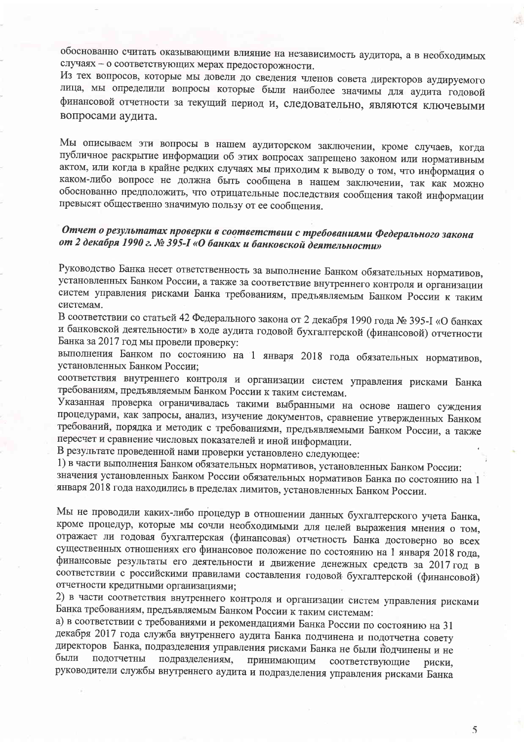обоснованно считать оказывающими влияние на независимость аудитора, а в необходимых случаях – о соответствующих мерах предосторожности.

Из тех вопросов, которые мы довели до сведения членов совета директоров аудируемого лица, мы определили вопросы которые были наиболее значимы для аудита годовой финансовой отчетности за текущий период и, следовательно, являются ключевыми вопросами аудита.

Мы описываем эти вопросы в нашем аудиторском заключении, кроме случаев, когда публичное раскрытие информации об этих вопросах запрещено законом или нормативным актом, или когда в крайне редких случаях мы приходим к выводу о том, что информация о каком-либо вопросе не должна быть сообщена в нашем заключении, так как можно обоснованно предположить, что отрицательные последствия сообщения такой информации превысят общественно значимую пользу от ее сообщения.

***Отчет о результатах проверки в соответствии с требованиями Федерального закона от 2 декабря 1990 г. № 395-I «О банках и банковской деятельности»***

Руководство Банка несет ответственность за выполнение Банком обязательных нормативов, установленных Банком России, а также за соответствие внутреннего контроля и организации систем управления рисками Банка требованиям, предъявляемым Банком России к таким системам.

В соответствии со статьей 42 Федерального закона от 2 декабря 1990 года № 395-I «О банках и банковской деятельности» в ходе аудита годовой бухгалтерской (финансовой) отчетности Банка за 2017 год мы провели проверку:

выполнения Банком по состоянию на 1 января 2018 года обязательных нормативов, установленных Банком России;

соответствия внутреннего контроля и организации систем управления рисками Банка требованиям, предъявляемым Банком России к таким системам.

Указанная проверка ограничивалась такими выбранными на основе нашего суждения процедурами, как запросы, анализ, изучение документов, сравнение утвержденных Банком требований, порядка и методик с требованиями, предъявляемыми Банком России, а также пересчет и сравнение числовых показателей и иной информации.

В результате проведенной нами проверки установлено следующее:

1) в части выполнения Банком обязательных нормативов, установленных Банком России: значения установленных Банком России обязательных нормативов Банка по состоянию на 1 января 2018 года находились в пределах лимитов, установленных Банком России.

Мы не проводили каких-либо процедур в отношении данных бухгалтерского учета Банка, кроме процедур, которые мы сочли необходимыми для целей выражения мнения о том, отражает ли годовая бухгалтерская (финансовая) отчетность Банка достоверно во всех существенных отношениях его финансовое положение по состоянию на 1 января 2018 года, финансовые результаты его деятельности и движение денежных средств за 2017 год в соответствии с российскими правилами составления годовой бухгалтерской (финансовой) отчетности кредитными организациями;

2) в части соответствия внутреннего контроля и организации систем управления рисками Банка требованиям, предъявляемым Банком России к таким системам:

а) в соответствии с требованиями и рекомендациями Банка России по состоянию на 31 декабря 2017 года служба внутреннего аудита Банка подчинена и подотчетна совету директоров Банка, подразделения управления рисками Банка не были подчинены и не были подотчетны подразделениям, принимающим соответствующие риски, руководители службы внутреннего аудита и подразделения управления рисками Банка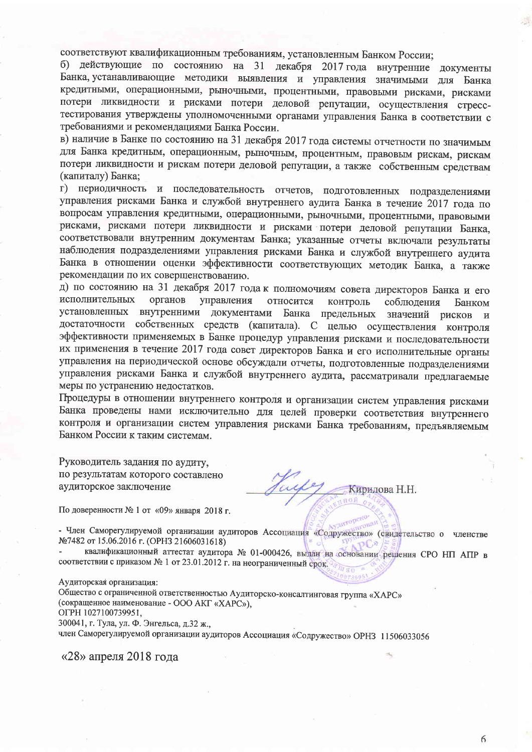соответствуют квалификационным требованиям, установленным Банком России;

б) действующие по состоянию на 31 декабря 2017 года внутренние документы Банка, устанавливающие методики выявления и управления значимыми для Банка кредитными, операционными, рыночными, процентными, правовыми рисками, рисками потери ликвидности и рисками потери деловой репутации, осуществления стресс-тестирования утверждены уполномоченными органами управления Банка в соответствии с требованиями и рекомендациями Банка России.

в) наличие в Банке по состоянию на 31 декабря 2017 года системы отчетности по значимым для Банка кредитным, операционным, рыночным, процентным, правовым рискам, рискам потери ликвидности и рискам потери деловой репутации, а также собственным средствам (капиталу) Банка;

г) периодичность и последовательность отчетов, подготовленных подразделениями управления рисками Банка и службой внутреннего аудита Банка в течение 2017 года по вопросам управления кредитными, операционными, рыночными, процентными, правовыми рисками, рисками потери ликвидности и рисками потери деловой репутации Банка, соответствовали внутренним документам Банка; указанные отчеты включали результаты наблюдения подразделениями управления рисками Банка и службой внутреннего аудита Банка в отношении оценки эффективности соответствующих методик Банка, а также рекомендации по их совершенствованию.

д) по состоянию на 31 декабря 2017 года к полномочиям совета директоров Банка и его исполнительных органов управления относится контроль соблюдения Банком установленных внутренними документами Банка предельных значений рисков и достаточности собственных средств (капитала). С целью осуществления контроля эффективности применяемых в Банке процедур управления рисками и последовательности их применения в течение 2017 года совет директоров Банка и его исполнительные органы управления на периодической основе обсуждали отчеты, подготовленные подразделениями управления рисками Банка и службой внутреннего аудита, рассматривали предлагаемые меры по устранению недостатков.

Процедуры в отношении внутреннего контроля и организации систем управления рисками Банка проведены нами исключительно для целей проверки соответствия внутреннего контроля и организации систем управления рисками Банка требованиям, предъявляемым Банком России к таким системам.

Руководитель задания по аудиту,
по результатам которого составлено
аудиторское заключение _______________ Кирилова Н.Н.

По доверенности № 1 от «09» января 2018 г.

- Член Саморегулируемой организации аудиторов Ассоциация «Содружество» (свидетельство о членстве №7482 от 15.06.2016 г. (ОРНЗ 21606031618)
- квалификационный аттестат аудитора № 01-000426, выдан на основании решения СРО НП АПР в соответствии с приказом № 1 от 23.01.2012 г. на неограниченный срок.

Аудиторская организация:
Общество с ограниченной ответственностью Аудиторско-консалтинговая группа «ХАРС»
(сокращенное наименование - ООО АКГ «ХАРС»),
ОГРН 1027100739951,
300041, г. Тула, ул. Ф. Энгельса, д.32 ж.,
член Саморегулируемой организации аудиторов Ассоциация «Содружество» ОРНЗ 11506033056

«28» апреля 2018 года